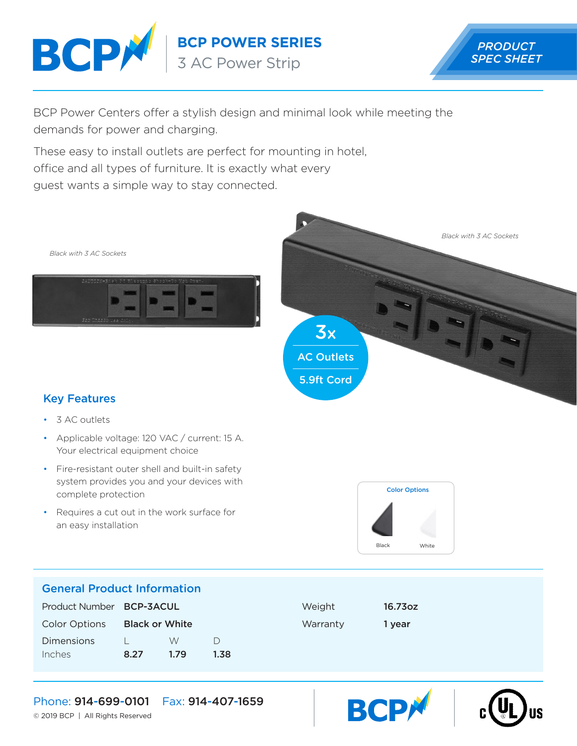# BCP POWER SERIES

## 3 AC Power Strip

PRODUCT SPEC SHEET

BCP Power Centers offer a stylish design and minimal look while meeting the demands for power and charging.

These easy to install outlets are perfect for mounting in hotel, office and all types of furniture. It is exactly what every guest wants a simple way to stay connected.

*Black with 3 AC Sockets*

*Black with 3 AC Sockets*

3x AC Outlets

5.9ft Cord

### Key Features

- 3 AC outlets
- Applicable voltage: 120 VAC / current: 15 A. Your electrical equipment choice
- Fire-resistant outer shell and built-in safety system provides you and your devices with complete protection
- Requires a cut out in the work surface for an easy installation

**Color Options**

Black    White

### General Product Information

| | | | | | |
|---|---|---|---|---|---|
| Product Number | **BCP-3ACUL** | | | Weight | **16.73oz** |
| Color Options | **Black or White** | | | Warranty | **1 year** |
| Dimensions | L | W | D | | |
| Inches | **8.27** | **1.79** | **1.38** | | |

Phone: **914-699-0101**    Fax: **914-407-1659**

© 2019 BCP | All Rights Reserved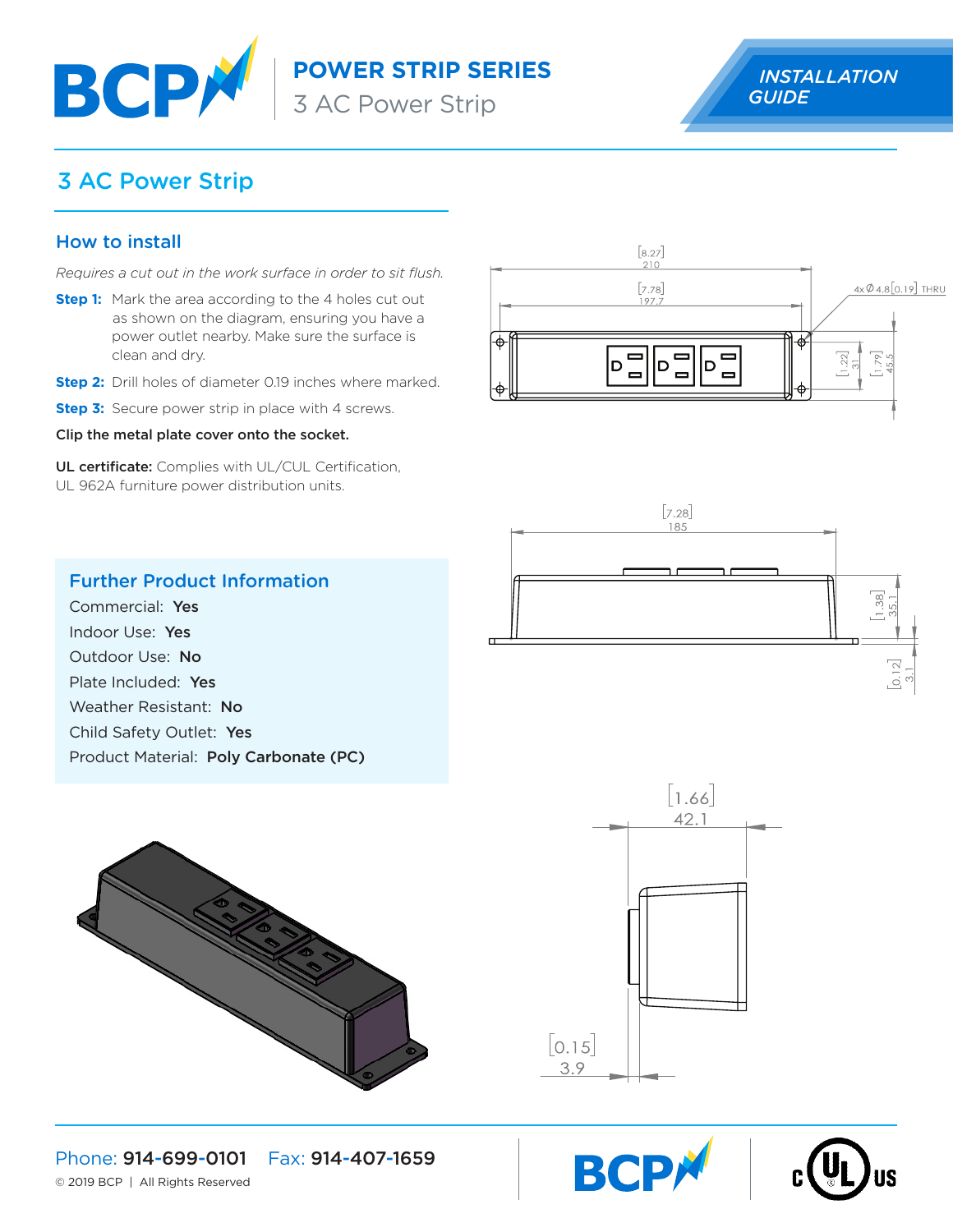**POWER STRIP SERIES**
3 AC Power Strip

*INSTALLATION GUIDE*

## 3 AC Power Strip

### How to install

*Requires a cut out in the work surface in order to sit flush.*

**Step 1:** Mark the area according to the 4 holes cut out as shown on the diagram, ensuring you have a power outlet nearby. Make sure the surface is clean and dry.

**Step 2:** Drill holes of diameter 0.19 inches where marked.

**Step 3:** Secure power strip in place with 4 screws.

**Clip the metal plate cover onto the socket.**

**UL certificate:** Complies with UL/CUL Certification, UL 962A furniture power distribution units.

[8.27]
210

[7.78]
197.7

4x Ø 4.8 [0.19] THRU

[1.22]
31

[1.79]
45.5

[7.28]
185

[1.38]
35.1

[0.12]
3.1

[1.66]
42.1

[0.15]
3.9

### Further Product Information

Commercial: **Yes**
Indoor Use: **Yes**
Outdoor Use: **No**
Plate Included: **Yes**
Weather Resistant: **No**
Child Safety Outlet: **Yes**
Product Material: **Poly Carbonate (PC)**

Phone: **914-699-0101** Fax: **914-407-1659**
© 2019 BCP | All Rights Reserved